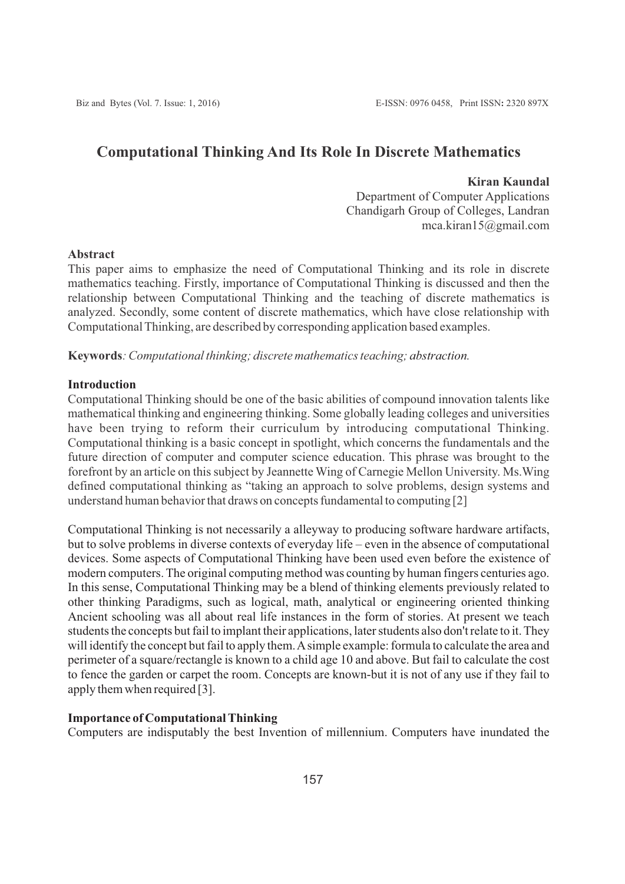# Computational Thinking And Its Role In Discrete Mathematics

**Kiran Kaundal**
Department of Computer Applications
Chandigarh Group of Colleges, Landran
mca.kiran15@gmail.com

**Abstract**

This paper aims to emphasize the need of Computational Thinking and its role in discrete mathematics teaching. Firstly, importance of Computational Thinking is discussed and then the relationship between Computational Thinking and the teaching of discrete mathematics is analyzed. Secondly, some content of discrete mathematics, which have close relationship with Computational Thinking, are described by corresponding application based examples.

**Keywords**: *Computational thinking; discrete mathematics teaching; abstraction.*

**Introduction**

Computational Thinking should be one of the basic abilities of compound innovation talents like mathematical thinking and engineering thinking. Some globally leading colleges and universities have been trying to reform their curriculum by introducing computational Thinking. Computational thinking is a basic concept in spotlight, which concerns the fundamentals and the future direction of computer and computer science education. This phrase was brought to the forefront by an article on this subject by Jeannette Wing of Carnegie Mellon University. Ms.Wing defined computational thinking as "taking an approach to solve problems, design systems and understand human behavior that draws on concepts fundamental to computing [2]

Computational Thinking is not necessarily a alleyway to producing software hardware artifacts, but to solve problems in diverse contexts of everyday life – even in the absence of computational devices. Some aspects of Computational Thinking have been used even before the existence of modern computers. The original computing method was counting by human fingers centuries ago. In this sense, Computational Thinking may be a blend of thinking elements previously related to other thinking Paradigms, such as logical, math, analytical or engineering oriented thinking Ancient schooling was all about real life instances in the form of stories. At present we teach students the concepts but fail to implant their applications, later students also don't relate to it. They will identify the concept but fail to apply them. A simple example: formula to calculate the area and perimeter of a square/rectangle is known to a child age 10 and above. But fail to calculate the cost to fence the garden or carpet the room. Concepts are known-but it is not of any use if they fail to apply them when required [3].

**Importance of Computational Thinking**

Computers are indisputably the best Invention of millennium. Computers have inundated the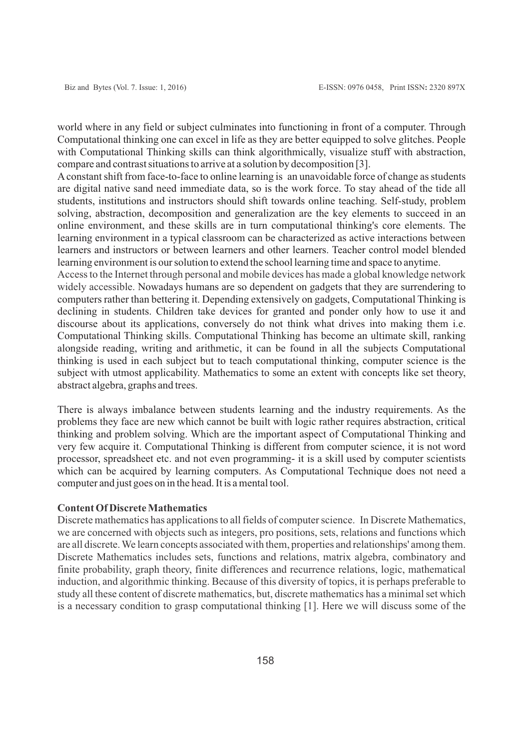world where in any field or subject culminates into functioning in front of a computer. Through Computational thinking one can excel in life as they are better equipped to solve glitches. People with Computational Thinking skills can think algorithmically, visualize stuff with abstraction, compare and contrast situations to arrive at a solution by decomposition [3].

A constant shift from face-to-face to online learning is an unavoidable force of change as students are digital native sand need immediate data, so is the work force. To stay ahead of the tide all students, institutions and instructors should shift towards online teaching. Self-study, problem solving, abstraction, decomposition and generalization are the key elements to succeed in an online environment, and these skills are in turn computational thinking's core elements. The learning environment in a typical classroom can be characterized as active interactions between learners and instructors or between learners and other learners. Teacher control model blended learning environment is our solution to extend the school learning time and space to anytime.

Access to the Internet through personal and mobile devices has made a global knowledge network widely accessible. Nowadays humans are so dependent on gadgets that they are surrendering to computers rather than bettering it. Depending extensively on gadgets, Computational Thinking is declining in students. Children take devices for granted and ponder only how to use it and discourse about its applications, conversely do not think what drives into making them i.e. Computational Thinking skills. Computational Thinking has become an ultimate skill, ranking alongside reading, writing and arithmetic, it can be found in all the subjects Computational thinking is used in each subject but to teach computational thinking, computer science is the subject with utmost applicability. Mathematics to some an extent with concepts like set theory, abstract algebra, graphs and trees.

There is always imbalance between students learning and the industry requirements. As the problems they face are new which cannot be built with logic rather requires abstraction, critical thinking and problem solving. Which are the important aspect of Computational Thinking and very few acquire it. Computational Thinking is different from computer science, it is not word processor, spreadsheet etc. and not even programming- it is a skill used by computer scientists which can be acquired by learning computers. As Computational Technique does not need a computer and just goes on in the head. It is a mental tool.

**Content Of Discrete Mathematics**

Discrete mathematics has applications to all fields of computer science. In Discrete Mathematics, we are concerned with objects such as integers, pro positions, sets, relations and functions which are all discrete. We learn concepts associated with them, properties and relationships' among them. Discrete Mathematics includes sets, functions and relations, matrix algebra, combinatory and finite probability, graph theory, finite differences and recurrence relations, logic, mathematical induction, and algorithmic thinking. Because of this diversity of topics, it is perhaps preferable to study all these content of discrete mathematics, but, discrete mathematics has a minimal set which is a necessary condition to grasp computational thinking [1]. Here we will discuss some of the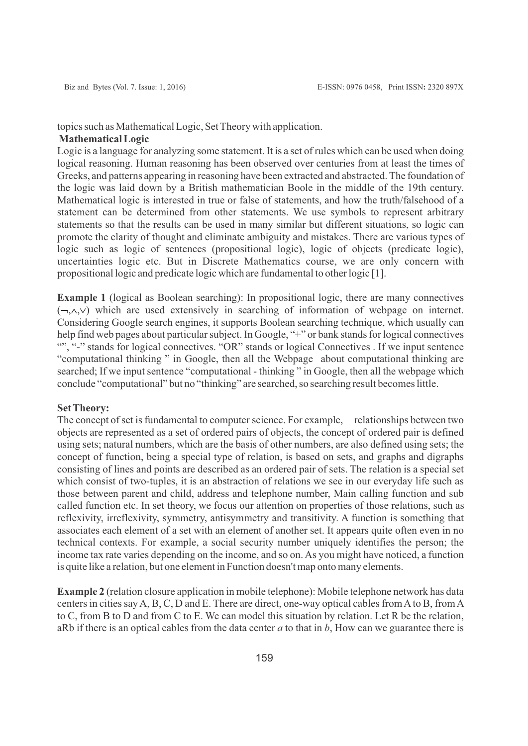topics such as Mathematical Logic, Set Theory with application.

**Mathematical Logic**

Logic is a language for analyzing some statement. It is a set of rules which can be used when doing logical reasoning. Human reasoning has been observed over centuries from at least the times of Greeks, and patterns appearing in reasoning have been extracted and abstracted. The foundation of the logic was laid down by a British mathematician Boole in the middle of the 19th century. Mathematical logic is interested in true or false of statements, and how the truth/falsehood of a statement can be determined from other statements. We use symbols to represent arbitrary statements so that the results can be used in many similar but different situations, so logic can promote the clarity of thought and eliminate ambiguity and mistakes. There are various types of logic such as logic of sentences (propositional logic), logic of objects (predicate logic), uncertainties logic etc. But in Discrete Mathematics course, we are only concern with propositional logic and predicate logic which are fundamental to other logic [1].

**Example 1** (logical as Boolean searching): In propositional logic, there are many connectives ($\neg,\wedge,\vee$) which are used extensively in searching of information of webpage on internet. Considering Google search engines, it supports Boolean searching technique, which usually can help find web pages about particular subject. In Google, "+" or bank stands for logical connectives "", "-" stands for logical connectives. "OR" stands or logical Connectives . If we input sentence "computational thinking " in Google, then all the Webpage about computational thinking are searched; If we input sentence "computational - thinking " in Google, then all the webpage which conclude "computational" but no "thinking" are searched, so searching result becomes little.

**Set Theory:**

The concept of set is fundamental to computer science. For example, relationships between two objects are represented as a set of ordered pairs of objects, the concept of ordered pair is defined using sets; natural numbers, which are the basis of other numbers, are also defined using sets; the concept of function, being a special type of relation, is based on sets, and graphs and digraphs consisting of lines and points are described as an ordered pair of sets. The relation is a special set which consist of two-tuples, it is an abstraction of relations we see in our everyday life such as those between parent and child, address and telephone number, Main calling function and sub called function etc. In set theory, we focus our attention on properties of those relations, such as reflexivity, irreflexivity, symmetry, antisymmetry and transitivity. A function is something that associates each element of a set with an element of another set. It appears quite often even in no technical contexts. For example, a social security number uniquely identifies the person; the income tax rate varies depending on the income, and so on. As you might have noticed, a function is quite like a relation, but one element in Function doesn't map onto many elements.

**Example 2** (relation closure application in mobile telephone): Mobile telephone network has data centers in cities say A, B, C, D and E. There are direct, one-way optical cables from A to B, from A to C, from B to D and from C to E. We can model this situation by relation. Let R be the relation, aRb if there is an optical cables from the data center *a* to that in *b*, How can we guarantee there is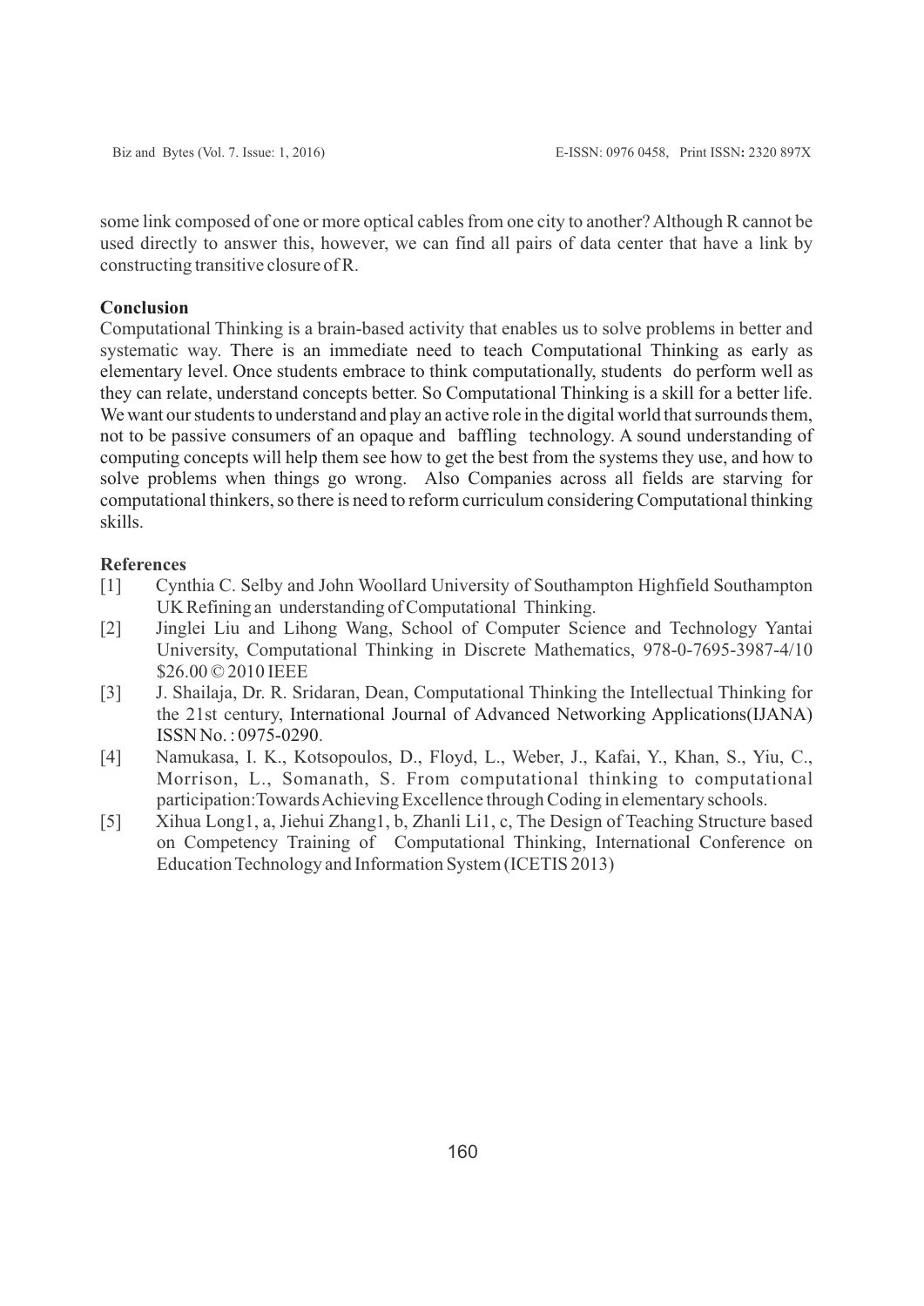some link composed of one or more optical cables from one city to another? Although R cannot be used directly to answer this, however, we can find all pairs of data center that have a link by constructing transitive closure of R.

**Conclusion**

Computational Thinking is a brain-based activity that enables us to solve problems in better and systematic way. There is an immediate need to teach Computational Thinking as early as elementary level. Once students embrace to think computationally, students do perform well as they can relate, understand concepts better. So Computational Thinking is a skill for a better life. We want our students to understand and play an active role in the digital world that surrounds them, not to be passive consumers of an opaque and baffling technology. A sound understanding of computing concepts will help them see how to get the best from the systems they use, and how to solve problems when things go wrong. Also Companies across all fields are starving for computational thinkers, so there is need to reform curriculum considering Computational thinking skills.

**References**

[1] Cynthia C. Selby and John Woollard University of Southampton Highfield Southampton UK Refining an understanding of Computational Thinking.

[2] Jinglei Liu and Lihong Wang, School of Computer Science and Technology Yantai University, Computational Thinking in Discrete Mathematics, 978-0-7695-3987-4/10 $26.00 © 2010 IEEE

[3] J. Shailaja, Dr. R. Sridaran, Dean, Computational Thinking the Intellectual Thinking for the 21st century, International Journal of Advanced Networking Applications(IJANA) ISSN No. : 0975-0290.

[4] Namukasa, I. K., Kotsopoulos, D., Floyd, L., Weber, J., Kafai, Y., Khan, S., Yiu, C., Morrison, L., Somanath, S. From computational thinking to computational participation:Towards Achieving Excellence through Coding in elementary schools.

[5] Xihua Long1, a, Jiehui Zhang1, b, Zhanli Li1, c, The Design of Teaching Structure based on Competency Training of Computational Thinking, International Conference on Education Technology and Information System (ICETIS 2013)